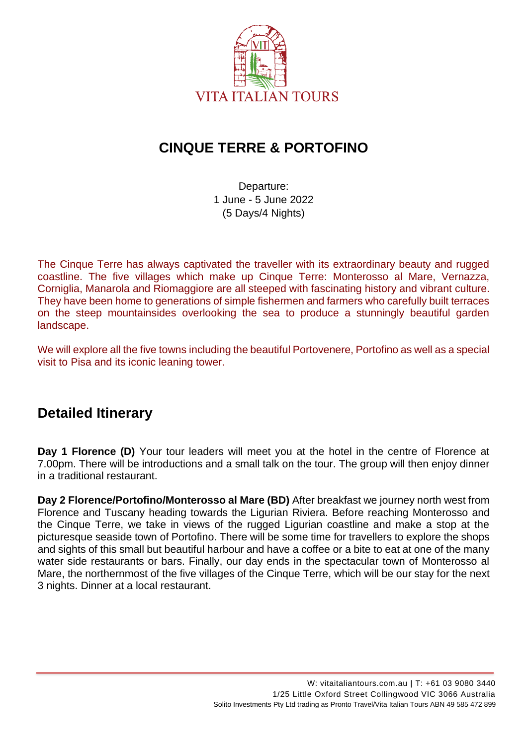VITA ITALIAN TOURS

# CINQUE TERRE & PORTOFINO

Departure:
1 June - 5 June 2022
(5 Days/4 Nights)

The Cinque Terre has always captivated the traveller with its extraordinary beauty and rugged coastline. The five villages which make up Cinque Terre: Monterosso al Mare, Vernazza, Corniglia, Manarola and Riomaggiore are all steeped with fascinating history and vibrant culture. They have been home to generations of simple fishermen and farmers who carefully built terraces on the steep mountainsides overlooking the sea to produce a stunningly beautiful garden landscape.

We will explore all the five towns including the beautiful Portovenere, Portofino as well as a special visit to Pisa and its iconic leaning tower.

## Detailed Itinerary

**Day 1 Florence (D)** Your tour leaders will meet you at the hotel in the centre of Florence at 7.00pm. There will be introductions and a small talk on the tour. The group will then enjoy dinner in a traditional restaurant.

**Day 2 Florence/Portofino/Monterosso al Mare (BD)** After breakfast we journey north west from Florence and Tuscany heading towards the Ligurian Riviera. Before reaching Monterosso and the Cinque Terre, we take in views of the rugged Ligurian coastline and make a stop at the picturesque seaside town of Portofino. There will be some time for travellers to explore the shops and sights of this small but beautiful harbour and have a coffee or a bite to eat at one of the many water side restaurants or bars. Finally, our day ends in the spectacular town of Monterosso al Mare, the northernmost of the five villages of the Cinque Terre, which will be our stay for the next 3 nights. Dinner at a local restaurant.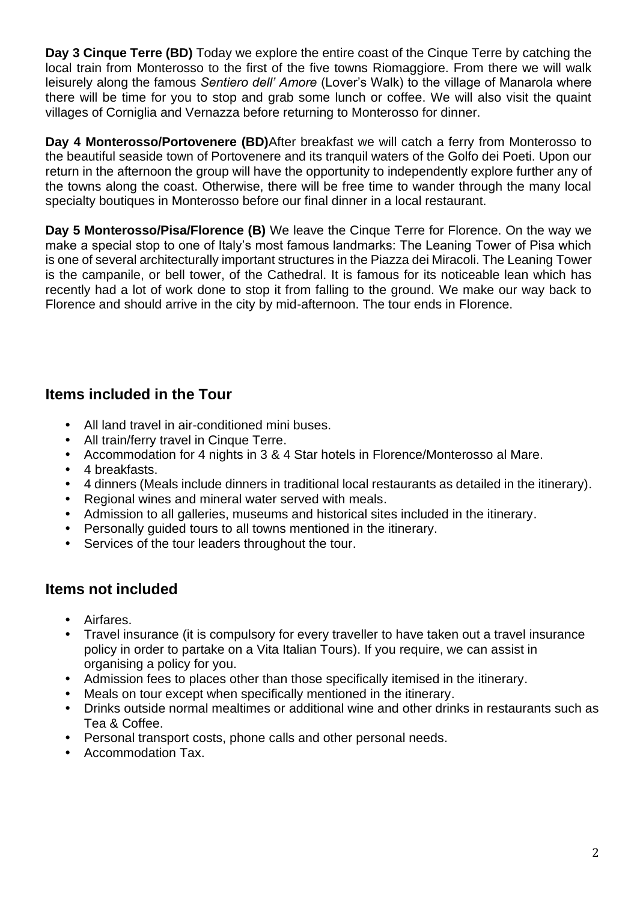**Day 3 Cinque Terre (BD)** Today we explore the entire coast of the Cinque Terre by catching the local train from Monterosso to the first of the five towns Riomaggiore. From there we will walk leisurely along the famous *Sentiero dell' Amore* (Lover's Walk) to the village of Manarola where there will be time for you to stop and grab some lunch or coffee. We will also visit the quaint villages of Corniglia and Vernazza before returning to Monterosso for dinner.

**Day 4 Monterosso/Portovenere (BD)**After breakfast we will catch a ferry from Monterosso to the beautiful seaside town of Portovenere and its tranquil waters of the Golfo dei Poeti. Upon our return in the afternoon the group will have the opportunity to independently explore further any of the towns along the coast. Otherwise, there will be free time to wander through the many local specialty boutiques in Monterosso before our final dinner in a local restaurant.

**Day 5 Monterosso/Pisa/Florence (B)** We leave the Cinque Terre for Florence. On the way we make a special stop to one of Italy's most famous landmarks: The Leaning Tower of Pisa which is one of several architecturally important structures in the Piazza dei Miracoli. The Leaning Tower is the campanile, or bell tower, of the Cathedral. It is famous for its noticeable lean which has recently had a lot of work done to stop it from falling to the ground. We make our way back to Florence and should arrive in the city by mid-afternoon. The tour ends in Florence.

## Items included in the Tour

- All land travel in air-conditioned mini buses.
- All train/ferry travel in Cinque Terre.
- Accommodation for 4 nights in 3 & 4 Star hotels in Florence/Monterosso al Mare.
- 4 breakfasts.
- 4 dinners (Meals include dinners in traditional local restaurants as detailed in the itinerary).
- Regional wines and mineral water served with meals.
- Admission to all galleries, museums and historical sites included in the itinerary.
- Personally guided tours to all towns mentioned in the itinerary.
- Services of the tour leaders throughout the tour.

## Items not included

- Airfares.
- Travel insurance (it is compulsory for every traveller to have taken out a travel insurance policy in order to partake on a Vita Italian Tours). If you require, we can assist in organising a policy for you.
- Admission fees to places other than those specifically itemised in the itinerary.
- Meals on tour except when specifically mentioned in the itinerary.
- Drinks outside normal mealtimes or additional wine and other drinks in restaurants such as Tea & Coffee.
- Personal transport costs, phone calls and other personal needs.
- Accommodation Tax.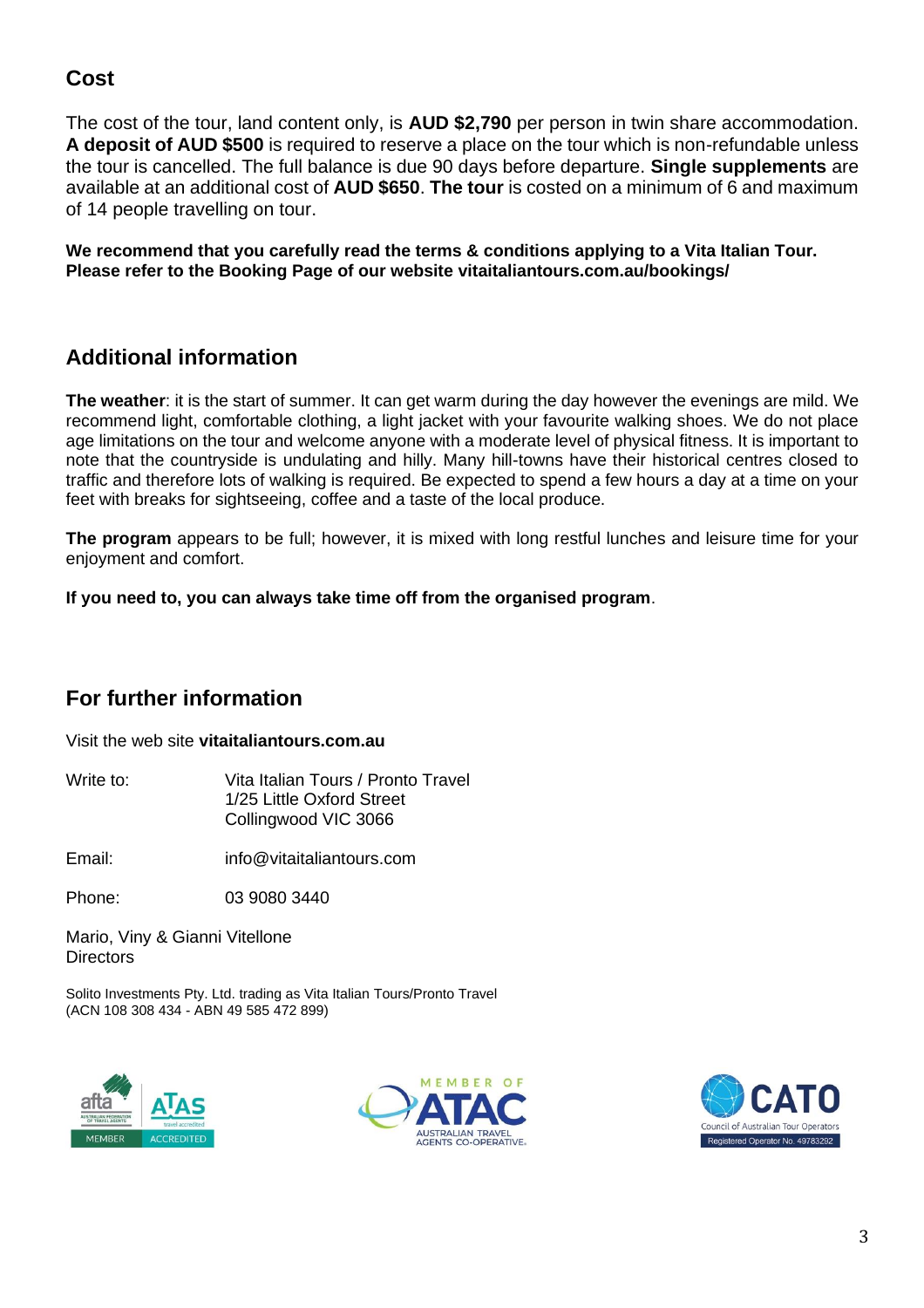## Cost

The cost of the tour, land content only, is **AUD $2,790** per person in twin share accommodation. **A deposit of AUD $500** is required to reserve a place on the tour which is non-refundable unless the tour is cancelled. The full balance is due 90 days before departure. **Single supplements** are available at an additional cost of **AUD $650**. **The tour** is costed on a minimum of 6 and maximum of 14 people travelling on tour.

**We recommend that you carefully read the terms & conditions applying to a Vita Italian Tour. Please refer to the Booking Page of our website vitaitaliantours.com.au/bookings/**

## Additional information

**The weather**: it is the start of summer. It can get warm during the day however the evenings are mild. We recommend light, comfortable clothing, a light jacket with your favourite walking shoes. We do not place age limitations on the tour and welcome anyone with a moderate level of physical fitness. It is important to note that the countryside is undulating and hilly. Many hill-towns have their historical centres closed to traffic and therefore lots of walking is required. Be expected to spend a few hours a day at a time on your feet with breaks for sightseeing, coffee and a taste of the local produce.

**The program** appears to be full; however, it is mixed with long restful lunches and leisure time for your enjoyment and comfort.

**If you need to, you can always take time off from the organised program**.

## For further information

Visit the web site **vitaitaliantours.com.au**

| | |
|---|---|
| Write to: | Vita Italian Tours / Pronto Travel<br>1/25 Little Oxford Street<br>Collingwood VIC 3066 |
| Email: | info@vitaitaliantours.com |
| Phone: | 03 9080 3440 |

Mario, Viny & Gianni Vitellone
Directors

Solito Investments Pty. Ltd. trading as Vita Italian Tours/Pronto Travel
(ACN 108 308 434 - ABN 49 585 472 899)

afta AUSTRALIAN FEDERATION OF TRAVEL AGENTS MEMBER | ATAS travel accredited ACCREDITED

MEMBER OF ATAC AUSTRALIAN TRAVEL AGENTS CO-OPERATIVE

CATO Council of Australian Tour Operators Registered Operator No. 49783292